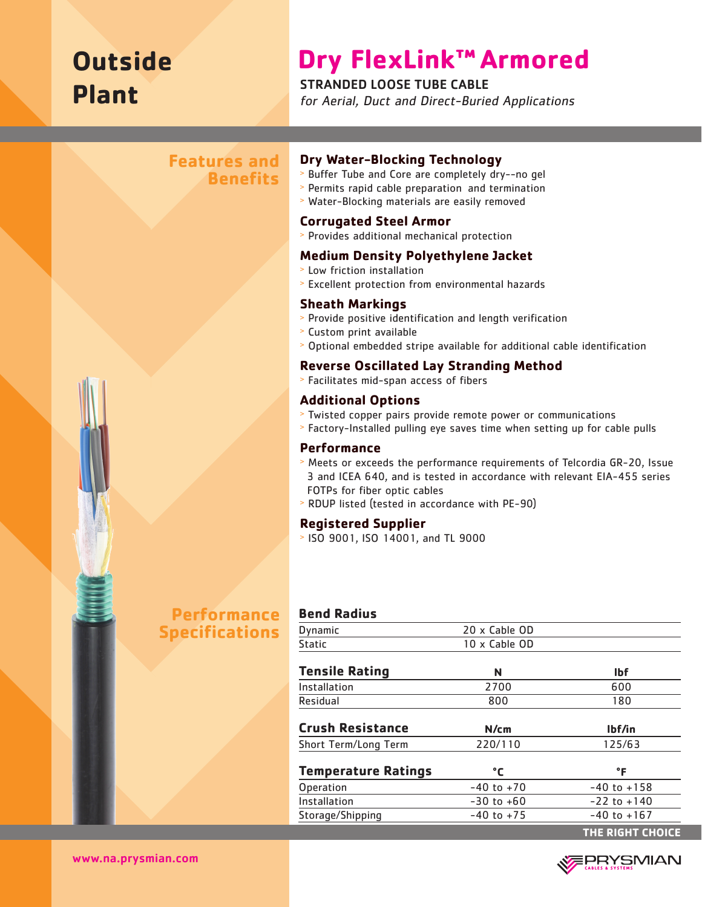# Outside Plant

# Dry FlexLink™ Armored

**STRANDED LOOSE TUBE CABLE**

*for Aerial, Duct and Direct-Buried Applications*

## Features and Benefits

### Dry Water-Blocking Technology

- Buffer Tube and Core are completely dry--no gel
- Permits rapid cable preparation and termination
- Water-Blocking materials are easily removed

### Corrugated Steel Armor

- Provides additional mechanical protection

### Medium Density Polyethylene Jacket

- Low friction installation
- Excellent protection from environmental hazards

### Sheath Markings

- Provide positive identification and length verification
- Custom print available
- Optional embedded stripe available for additional cable identification

### Reverse Oscillated Lay Stranding Method

- Facilitates mid-span access of fibers

### Additional Options

- Twisted copper pairs provide remote power or communications
- Factory-Installed pulling eye saves time when setting up for cable pulls

### Performance

- Meets or exceeds the performance requirements of Telcordia GR-20, Issue 3 and ICEA 640, and is tested in accordance with relevant EIA-455 series FOTPs for fiber optic cables
- RDUP listed (tested in accordance with PE-90)

### Registered Supplier

- ISO 9001, ISO 14001, and TL 9000

## Performance Specifications

| Bend Radius | |
|---|---|
| Dynamic | 20 x Cable OD |
| Static | 10 x Cable OD |

| Tensile Rating | N | lbf |
|---|---|---|
| Installation | 2700 | 600 |
| Residual | 800 | 180 |

| Crush Resistance | N/cm | lbf/in |
|---|---|---|
| Short Term/Long Term | 220/110 | 125/63 |

| Temperature Ratings | °C | °F |
|---|---|---|
| Operation | -40 to +70 | -40 to +158 |
| Installation | -30 to +60 | -22 to +140 |
| Storage/Shipping | -40 to +75 | -40 to +167 |

THE RIGHT CHOICE

www.na.prysmian.com

PRYSMIAN CABLES & SYSTEMS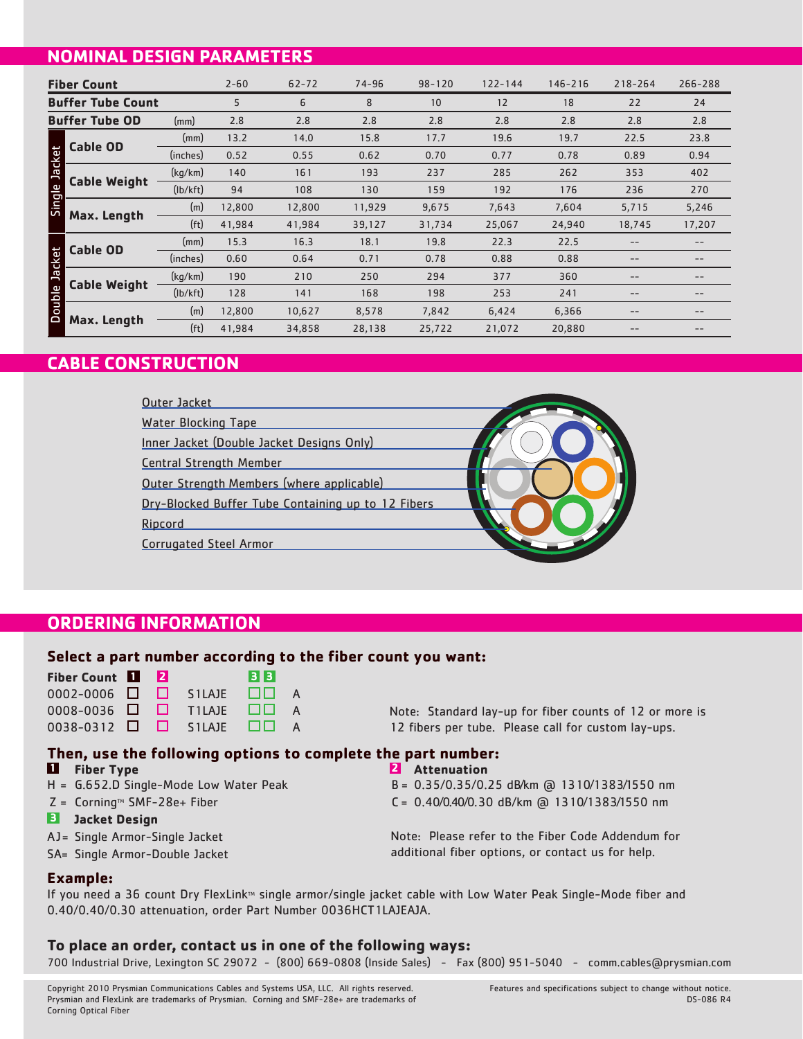## NOMINAL DESIGN PARAMETERS

| | | | 2-60 | 62-72 | 74-96 | 98-120 | 122-144 | 146-216 | 218-264 | 266-288 |
|---|---|---|---|---|---|---|---|---|---|---|
| **Fiber Count** | | | 2-60 | 62-72 | 74-96 | 98-120 | 122-144 | 146-216 | 218-264 | 266-288 |
| **Buffer Tube Count** | | | 5 | 6 | 8 | 10 | 12 | 18 | 22 | 24 |
| **Buffer Tube OD** | | (mm) | 2.8 | 2.8 | 2.8 | 2.8 | 2.8 | 2.8 | 2.8 | 2.8 |
| Single Jacket | **Cable OD** | (mm) | 13.2 | 14.0 | 15.8 | 17.7 | 19.6 | 19.7 | 22.5 | 23.8 |
| | | (inches) | 0.52 | 0.55 | 0.62 | 0.70 | 0.77 | 0.78 | 0.89 | 0.94 |
| | **Cable Weight** | (kg/km) | 140 | 161 | 193 | 237 | 285 | 262 | 353 | 402 |
| | | (lb/kft) | 94 | 108 | 130 | 159 | 192 | 176 | 236 | 270 |
| | **Max. Length** | (m) | 12,800 | 12,800 | 11,929 | 9,675 | 7,643 | 7,604 | 5,715 | 5,246 |
| | | (ft) | 41,984 | 41,984 | 39,127 | 31,734 | 25,067 | 24,940 | 18,745 | 17,207 |
| Double Jacket | **Cable OD** | (mm) | 15.3 | 16.3 | 18.1 | 19.8 | 22.3 | 22.5 | -- | -- |
| | | (inches) | 0.60 | 0.64 | 0.71 | 0.78 | 0.88 | 0.88 | -- | -- |
| | **Cable Weight** | (kg/km) | 190 | 210 | 250 | 294 | 377 | 360 | -- | -- |
| | | (lb/kft) | 128 | 141 | 168 | 198 | 253 | 241 | -- | -- |
| | **Max. Length** | (m) | 12,800 | 10,627 | 8,578 | 7,842 | 6,424 | 6,366 | -- | -- |
| | | (ft) | 41,984 | 34,858 | 28,138 | 25,722 | 21,072 | 20,880 | -- | -- |

## CABLE CONSTRUCTION

Outer Jacket
Water Blocking Tape
Inner Jacket (Double Jacket Designs Only)
Central Strength Member
Outer Strength Members (where applicable)
Dry-Blocked Buffer Tube Containing up to 12 Fibers
Ripcord
Corrugated Steel Armor

## ORDERING INFORMATION

### Select a part number according to the fiber count you want:

| Fiber Count | 1 | 2 | | 3 3 | |
|---|---|---|---|---|---|
| 0002-0006 | ☐ | ☐ | S1LAJE | ☐☐ | A |
| 0008-0036 | ☐ | ☐ | T1LAJE | ☐☐ | A |
| 0038-0312 | ☐ | ☐ | S1LAJE | ☐☐ | A |

Note: Standard lay-up for fiber counts of 12 or more is 12 fibers per tube. Please call for custom lay-ups.

### Then, use the following options to complete the part number:

**1 Fiber Type**

H = G.652.D Single-Mode Low Water Peak
Z = Corning™ SMF-28e+ Fiber

**3 Jacket Design**

AJ= Single Armor-Single Jacket
SA= Single Armor-Double Jacket

**2 Attenuation**

B = 0.35/0.35/0.25 dB/km @ 1310/1383/1550 nm
C = 0.40/0.40/0.30 dB/km @ 1310/1383/1550 nm

Note: Please refer to the Fiber Code Addendum for additional fiber options, or contact us for help.

### Example:

If you need a 36 count Dry FlexLink™ single armor/single jacket cable with Low Water Peak Single-Mode fiber and 0.40/0.40/0.30 attenuation, order Part Number 0036HCT1LAJEAJA.

### To place an order, contact us in one of the following ways:

700 Industrial Drive, Lexington SC 29072 - (800) 669-0808 (Inside Sales) - Fax (800) 951-5040 - comm.cables@prysmian.com

Copyright 2010 Prysmian Communications Cables and Systems USA, LLC. All rights reserved. Prysmian and FlexLink are trademarks of Prysmian. Corning and SMF-28e+ are trademarks of Corning Optical Fiber

Features and specifications subject to change without notice.
DS-086 R4